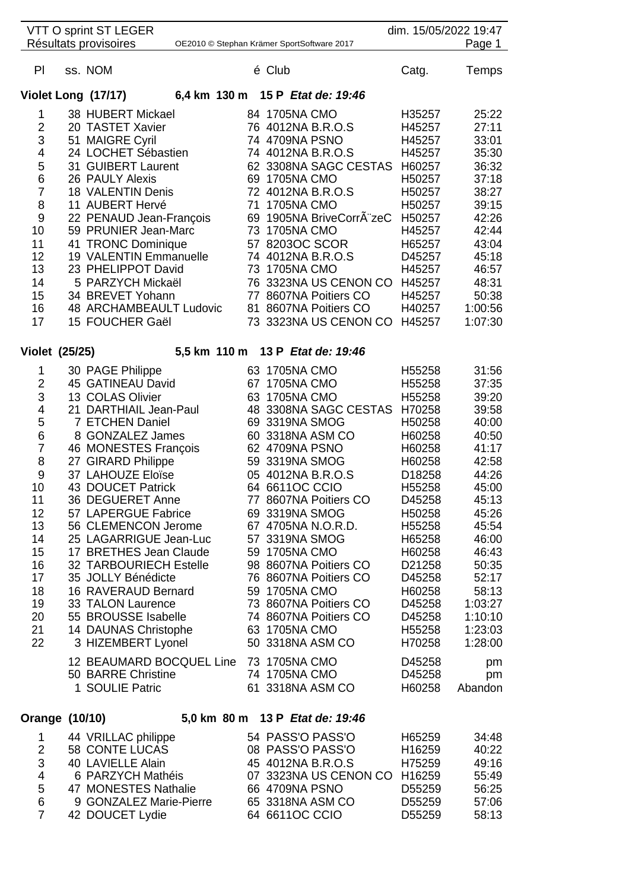VTT O sprint ST LEGER — Résultats provisoires — OE2010 © Stephan Krämer SportSoftware 2017 — dim. 15/05/2022 19:47

## Violet Long (17/17) — 6,4 km 130 m 15 P *Etat de: 19:46*

| Pl | ss. | NOM | é | Club | Catg. | Temps |
|---|---|---|---|---|---|---|
| 1 | 38 | HUBERT Mickael | 84 | 1705NA CMO | H35257 | 25:22 |
| 2 | 20 | TASTET Xavier | 76 | 4012NA B.R.O.S | H45257 | 27:11 |
| 3 | 51 | MAIGRE Cyril | 74 | 4709NA PSNO | H45257 | 33:01 |
| 4 | 24 | LOCHET Sébastien | 74 | 4012NA B.R.O.S | H45257 | 35:30 |
| 5 | 31 | GUIBERT Laurent | 62 | 3308NA SAGC CESTAS | H60257 | 36:32 |
| 6 | 26 | PAULY Alexis | 69 | 1705NA CMO | H50257 | 37:18 |
| 7 | 18 | VALENTIN Denis | 72 | 4012NA B.R.O.S | H50257 | 38:27 |
| 8 | 11 | AUBERT Hervé | 71 | 1705NA CMO | H50257 | 39:15 |
| 9 | 22 | PENAUD Jean-François | 69 | 1905NA BriveCorrÃ¨zeC | H50257 | 42:26 |
| 10 | 59 | PRUNIER Jean-Marc | 73 | 1705NA CMO | H45257 | 42:44 |
| 11 | 41 | TRONC Dominique | 57 | 8203OC SCOR | H65257 | 43:04 |
| 12 | 19 | VALENTIN Emmanuelle | 74 | 4012NA B.R.O.S | D45257 | 45:18 |
| 13 | 23 | PHELIPPOT David | 73 | 1705NA CMO | H45257 | 46:57 |
| 14 | 5 | PARZYCH Mickaël | 76 | 3323NA US CENON CO | H45257 | 48:31 |
| 15 | 34 | BREVET Yohann | 77 | 8607NA Poitiers CO | H45257 | 50:38 |
| 16 | 48 | ARCHAMBEAULT Ludovic | 81 | 8607NA Poitiers CO | H40257 | 1:00:56 |
| 17 | 15 | FOUCHER Gaël | 73 | 3323NA US CENON CO | H45257 | 1:07:30 |

## Violet (25/25) — 5,5 km 110 m 13 P *Etat de: 19:46*

| Pl | ss. | NOM | é | Club | Catg. | Temps |
|---|---|---|---|---|---|---|
| 1 | 30 | PAGE Philippe | 63 | 1705NA CMO | H55258 | 31:56 |
| 2 | 45 | GATINEAU David | 67 | 1705NA CMO | H55258 | 37:35 |
| 3 | 13 | COLAS Olivier | 63 | 1705NA CMO | H55258 | 39:20 |
| 4 | 21 | DARTHIAIL Jean-Paul | 48 | 3308NA SAGC CESTAS | H70258 | 39:58 |
| 5 | 7 | ETCHEN Daniel | 69 | 3319NA SMOG | H50258 | 40:00 |
| 6 | 8 | GONZALEZ James | 60 | 3318NA ASM CO | H60258 | 40:50 |
| 7 | 46 | MONESTES François | 62 | 4709NA PSNO | H60258 | 41:17 |
| 8 | 27 | GIRARD Philippe | 59 | 3319NA SMOG | H60258 | 42:58 |
| 9 | 37 | LAHOUZE Eloïse | 05 | 4012NA B.R.O.S | D18258 | 44:26 |
| 10 | 43 | DOUCET Patrick | 64 | 6611OC CCIO | H55258 | 45:00 |
| 11 | 36 | DEGUERET Anne | 77 | 8607NA Poitiers CO | D45258 | 45:13 |
| 12 | 57 | LAPERGUE Fabrice | 69 | 3319NA SMOG | H50258 | 45:26 |
| 13 | 56 | CLEMENCON Jerome | 67 | 4705NA N.O.R.D. | H55258 | 45:54 |
| 14 | 25 | LAGARRIGUE Jean-Luc | 57 | 3319NA SMOG | H65258 | 46:00 |
| 15 | 17 | BRETHES Jean Claude | 59 | 1705NA CMO | H60258 | 46:43 |
| 16 | 32 | TARBOURIECH Estelle | 98 | 8607NA Poitiers CO | D21258 | 50:35 |
| 17 | 35 | JOLLY Bénédicte | 76 | 8607NA Poitiers CO | D45258 | 52:17 |
| 18 | 16 | RAVERAUD Bernard | 59 | 1705NA CMO | H60258 | 58:13 |
| 19 | 33 | TALON Laurence | 73 | 8607NA Poitiers CO | D45258 | 1:03:27 |
| 20 | 55 | BROUSSE Isabelle | 74 | 8607NA Poitiers CO | D45258 | 1:10:10 |
| 21 | 14 | DAUNAS Christophe | 63 | 1705NA CMO | H55258 | 1:23:03 |
| 22 | 3 | HIZEMBERT Lyonel | 50 | 3318NA ASM CO | H70258 | 1:28:00 |
| | 12 | BEAUMARD BOCQUEL Line | 73 | 1705NA CMO | D45258 | pm |
| | 50 | BARRE Christine | 74 | 1705NA CMO | D45258 | pm |
| | 1 | SOULIE Patric | 61 | 3318NA ASM CO | H60258 | Abandon |

## Orange (10/10) — 5,0 km 80 m 13 P *Etat de: 19:46*

| Pl | ss. | NOM | é | Club | Catg. | Temps |
|---|---|---|---|---|---|---|
| 1 | 44 | VRILLAC philippe | 54 | PASS'O PASS'O | H65259 | 34:48 |
| 2 | 58 | CONTE LUCAS | 08 | PASS'O PASS'O | H16259 | 40:22 |
| 3 | 40 | LAVIELLE Alain | 45 | 4012NA B.R.O.S | H75259 | 49:16 |
| 4 | 6 | PARZYCH Mathéis | 07 | 3323NA US CENON CO | H16259 | 55:49 |
| 5 | 47 | MONESTES Nathalie | 66 | 4709NA PSNO | D55259 | 56:25 |
| 6 | 9 | GONZALEZ Marie-Pierre | 65 | 3318NA ASM CO | D55259 | 57:06 |
| 7 | 42 | DOUCET Lydie | 64 | 6611OC CCIO | D55259 | 58:13 |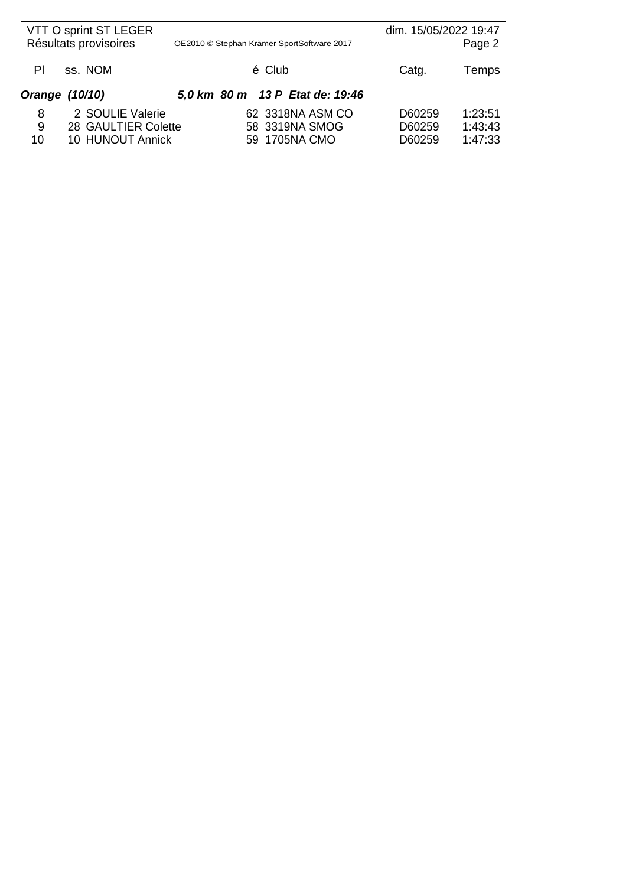| Pl | ss. | NOM | é | Club | Catg. | Temps |
|---|---|---|---|---|---|---|
| ***Orange (10/10)*** | | | | ***5,0 km 80 m 13 P Etat de: 19:46*** | | |
| 8 | 2 | SOULIE Valerie | 62 | 3318NA ASM CO | D60259 | 1:23:51 |
| 9 | 28 | GAULTIER Colette | 58 | 3319NA SMOG | D60259 | 1:43:43 |
| 10 | 10 | HUNOUT Annick | 59 | 1705NA CMO | D60259 | 1:47:33 |